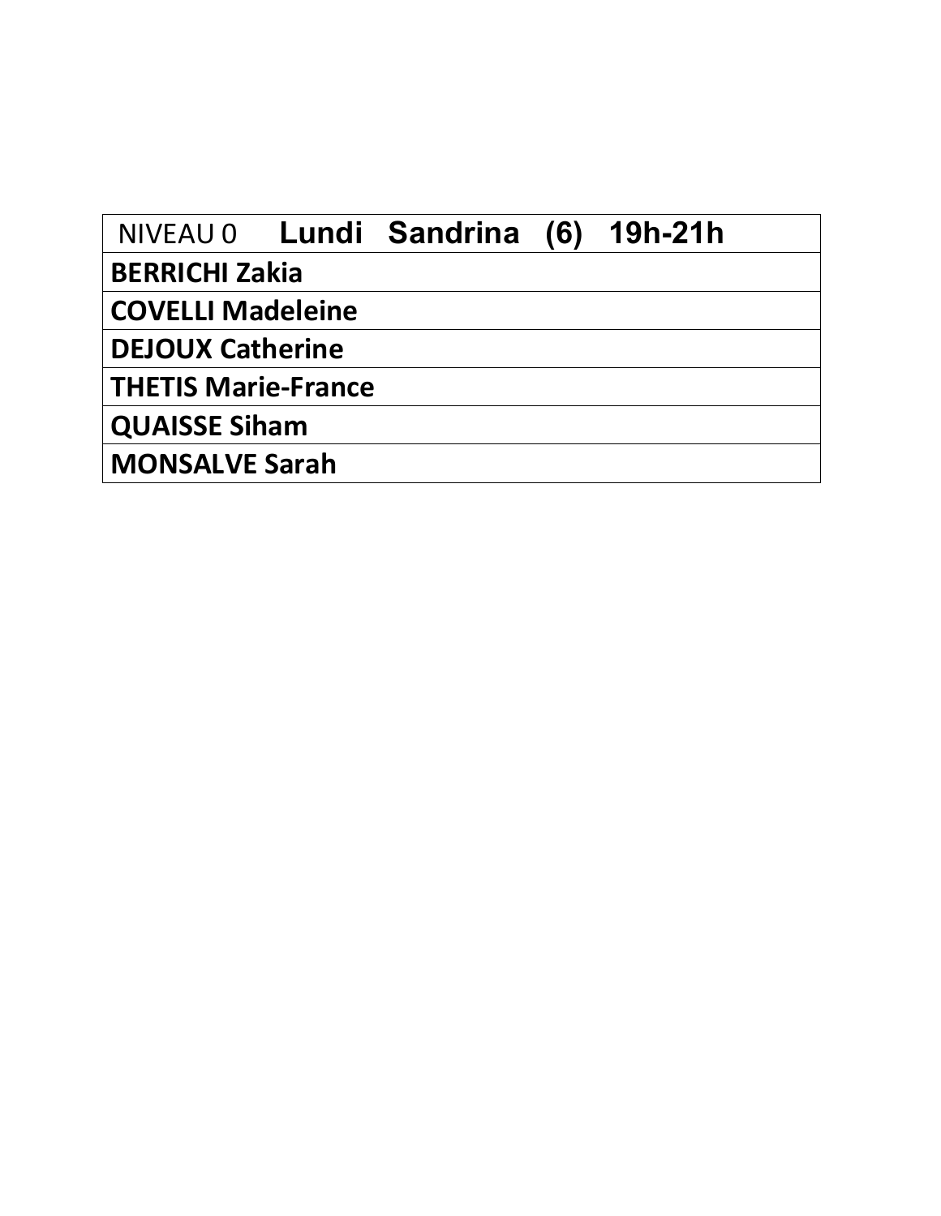| NIVEAU 0 **Lundi Sandrina (6) 19h-21h** |
| --- |
| **BERRICHI Zakia** |
| **COVELLI Madeleine** |
| **DEJOUX Catherine** |
| **THETIS Marie-France** |
| **QUAISSE Siham** |
| **MONSALVE Sarah** |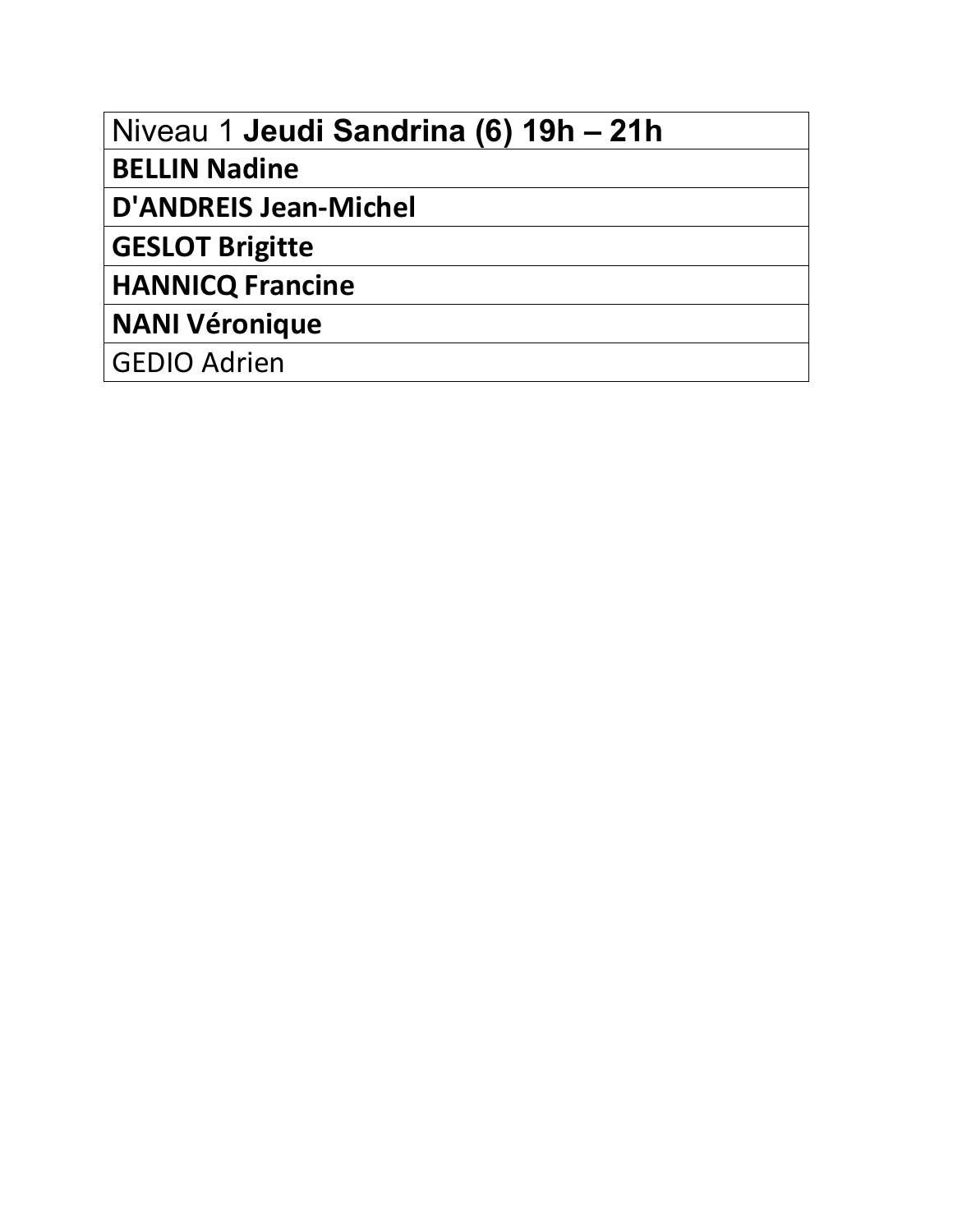| Niveau 1 **Jeudi Sandrina (6) 19h – 21h** |
| --- |
| **BELLIN Nadine** |
| **D'ANDREIS Jean-Michel** |
| **GESLOT Brigitte** |
| **HANNICQ Francine** |
| **NANI Véronique** |
| GEDIO Adrien |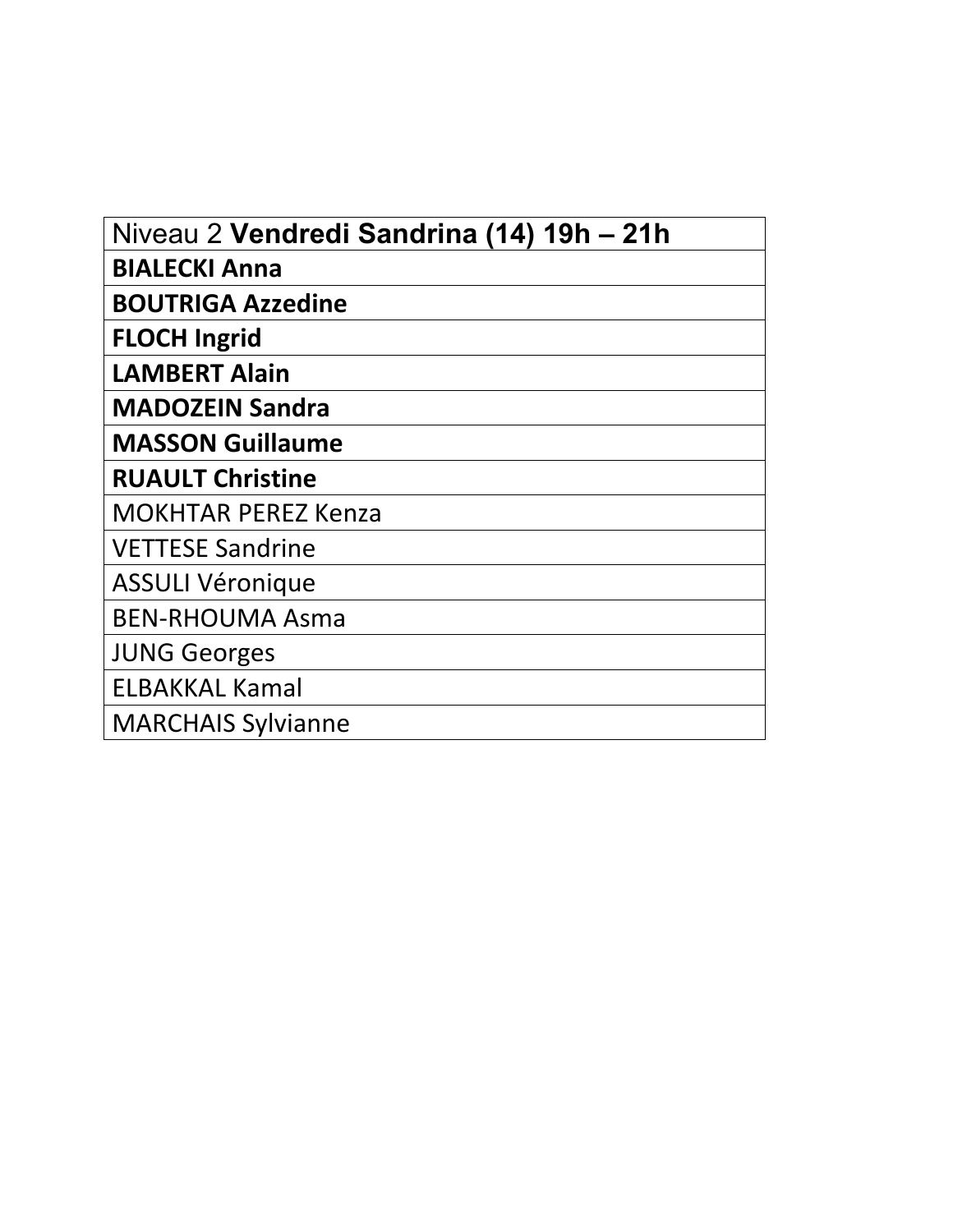| Niveau 2 **Vendredi Sandrina (14) 19h – 21h** |
| --- |
| **BIALECKI Anna** |
| **BOUTRIGA Azzedine** |
| **FLOCH Ingrid** |
| **LAMBERT Alain** |
| **MADOZEIN Sandra** |
| **MASSON Guillaume** |
| **RUAULT Christine** |
| MOKHTAR PEREZ Kenza |
| VETTESE Sandrine |
| ASSULI Véronique |
| BEN-RHOUMA Asma |
| JUNG Georges |
| ELBAKKAL Kamal |
| MARCHAIS Sylvianne |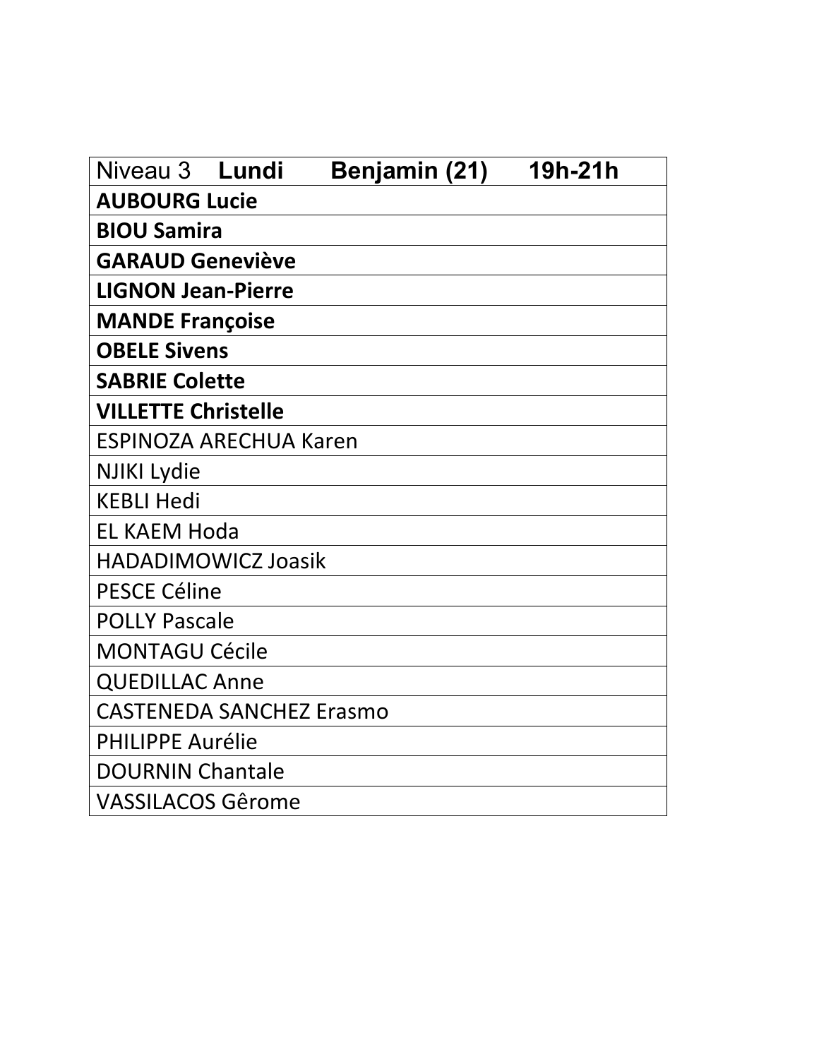| Niveau 3 **Lundi** **Benjamin (21)** **19h-21h** |
|---|
| **AUBOURG Lucie** |
| **BIOU Samira** |
| **GARAUD Geneviève** |
| **LIGNON Jean-Pierre** |
| **MANDE Françoise** |
| **OBELE Sivens** |
| **SABRIE Colette** |
| **VILLETTE Christelle** |
| ESPINOZA ARECHUA Karen |
| NJIKI Lydie |
| KEBLI Hedi |
| EL KAEM Hoda |
| HADADIMOWICZ Joasik |
| PESCE Céline |
| POLLY Pascale |
| MONTAGU Cécile |
| QUEDILLAC Anne |
| CASTENEDA SANCHEZ Erasmo |
| PHILIPPE Aurélie |
| DOURNIN Chantale |
| VASSILACOS Gêrome |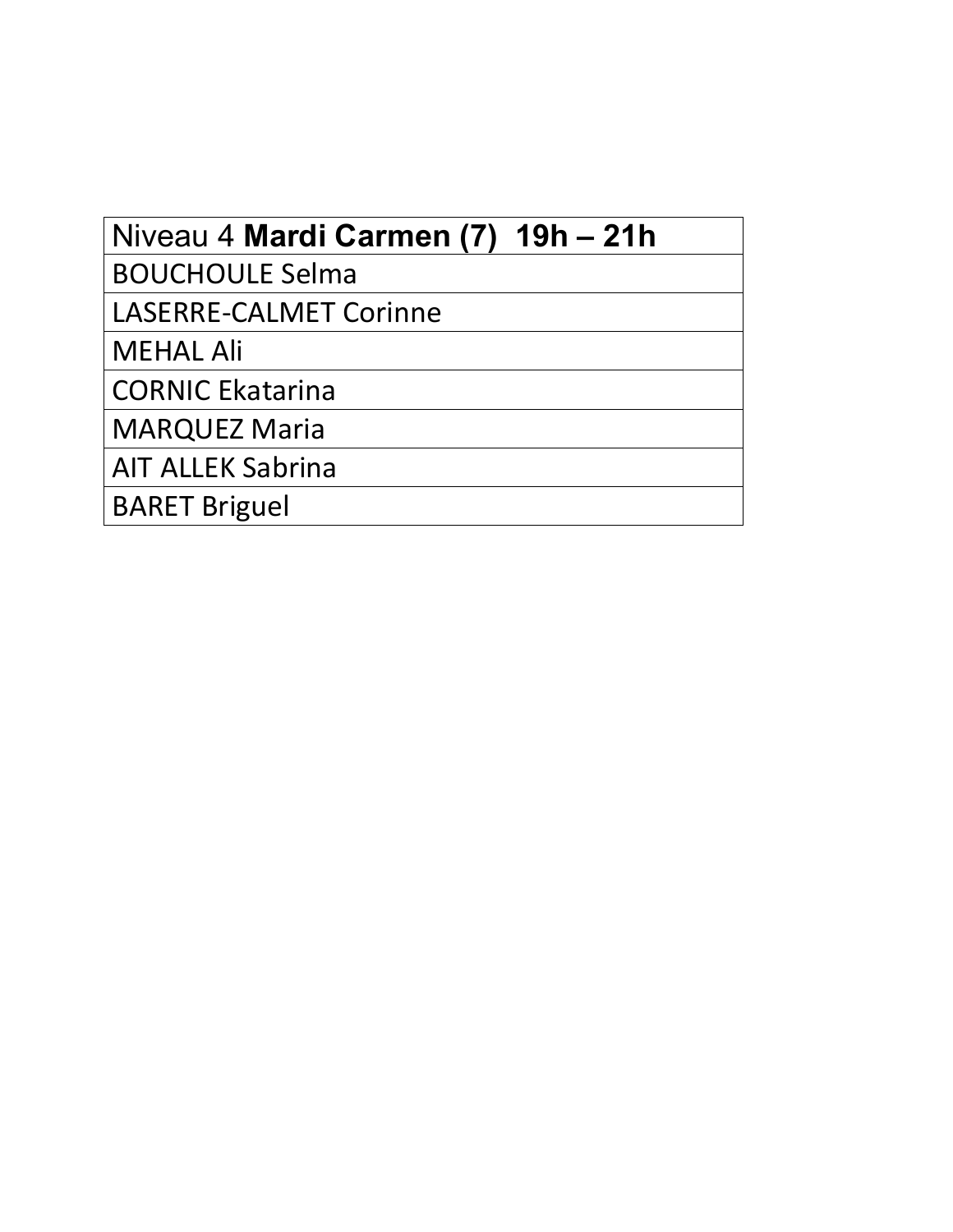| Niveau 4 **Mardi Carmen (7) 19h – 21h** |
| --- |
| BOUCHOULE Selma |
| LASERRE-CALMET Corinne |
| MEHAL Ali |
| CORNIC Ekatarina |
| MARQUEZ Maria |
| AIT ALLEK Sabrina |
| BARET Briguel |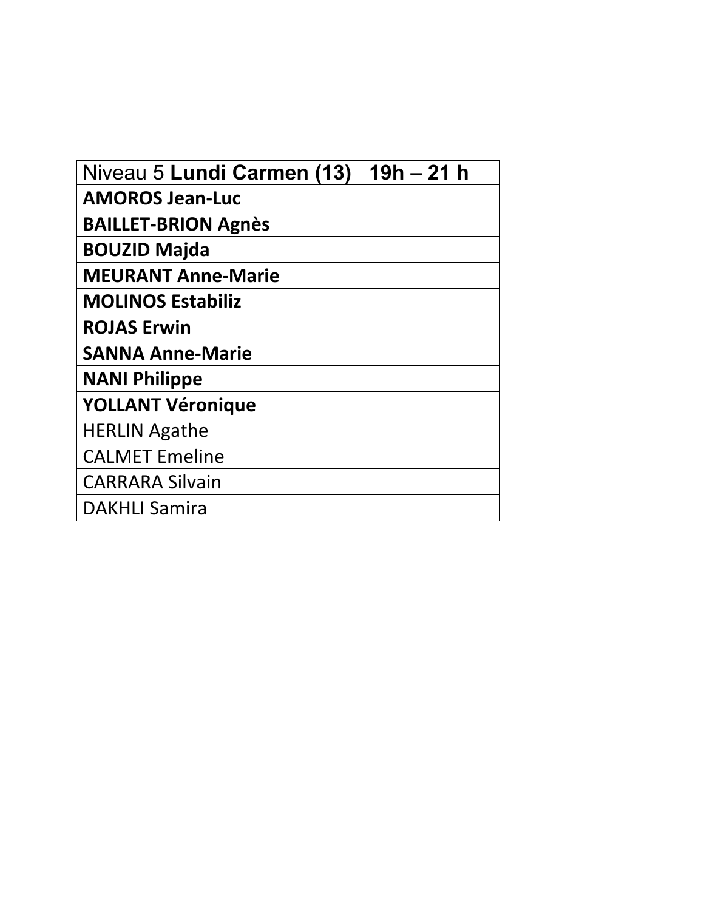| Niveau 5 **Lundi Carmen (13)   19h – 21 h** |
| --- |
| **AMOROS Jean-Luc** |
| **BAILLET-BRION Agnès** |
| **BOUZID Majda** |
| **MEURANT Anne-Marie** |
| **MOLINOS Estabiliz** |
| **ROJAS Erwin** |
| **SANNA Anne-Marie** |
| **NANI Philippe** |
| **YOLLANT Véronique** |
| HERLIN Agathe |
| CALMET Emeline |
| CARRARA Silvain |
| DAKHLI Samira |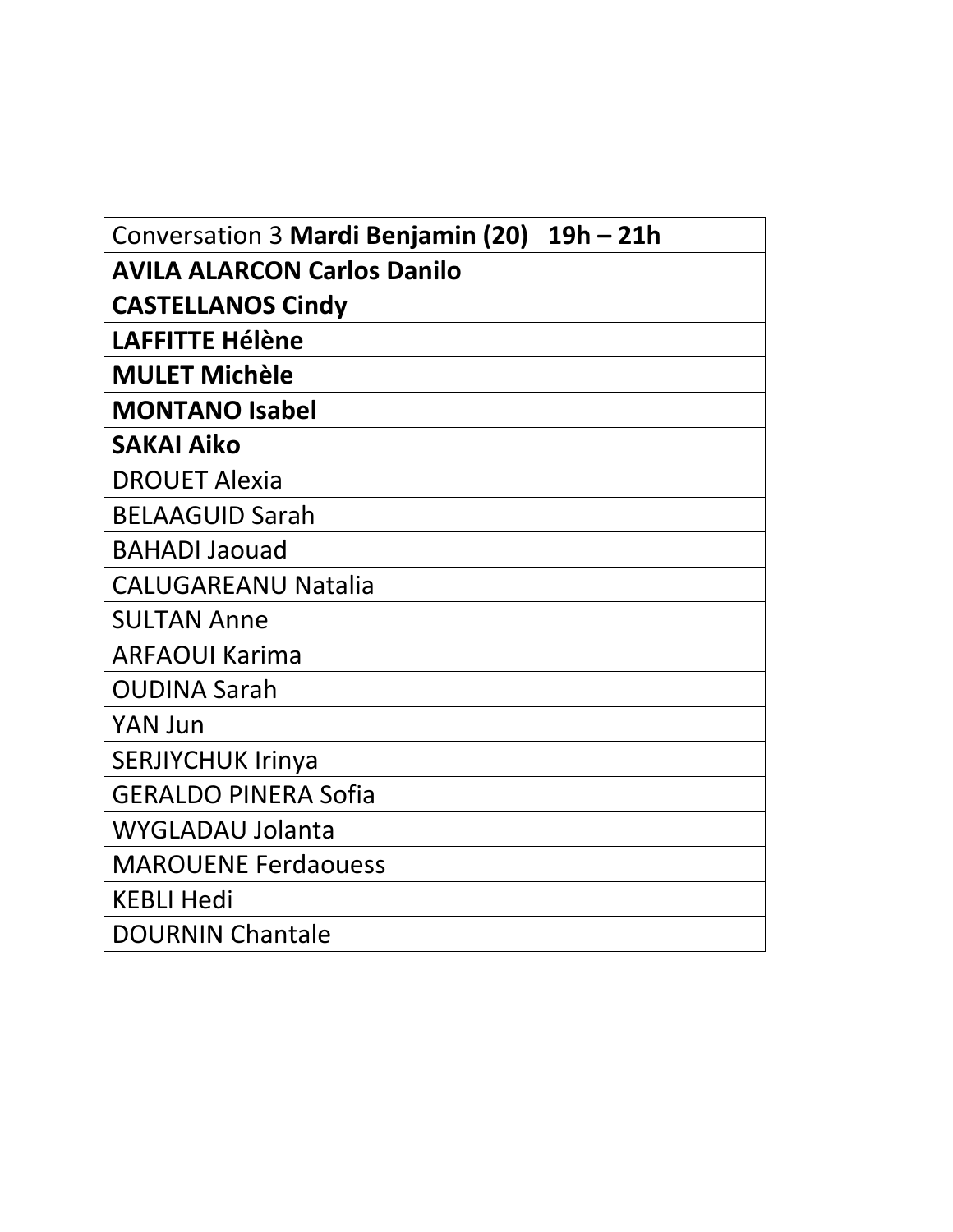| Conversation 3 **Mardi Benjamin (20) 19h – 21h** |
| --- |
| **AVILA ALARCON Carlos Danilo** |
| **CASTELLANOS Cindy** |
| **LAFFITTE Hélène** |
| **MULET Michèle** |
| **MONTANO Isabel** |
| **SAKAI Aiko** |
| DROUET Alexia |
| BELAAGUID Sarah |
| BAHADI Jaouad |
| CALUGAREANU Natalia |
| SULTAN Anne |
| ARFAOUI Karima |
| OUDINA Sarah |
| YAN Jun |
| SERJIYCHUK Irinya |
| GERALDO PINERA Sofia |
| WYGLADAU Jolanta |
| MAROUENE Ferdaouess |
| KEBLI Hedi |
| DOURNIN Chantale |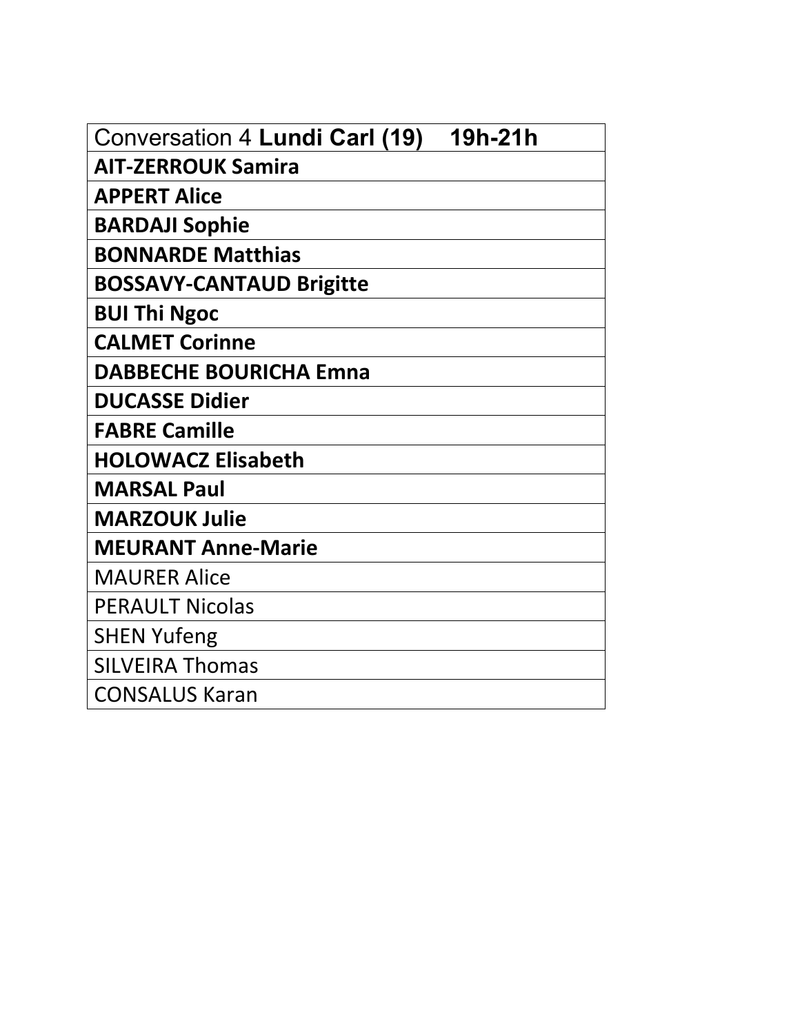| Conversation 4 **Lundi Carl (19)    19h-21h** |
| --- |
| **AIT-ZERROUK Samira** |
| **APPERT Alice** |
| **BARDAJI Sophie** |
| **BONNARDE Matthias** |
| **BOSSAVY-CANTAUD Brigitte** |
| **BUI Thi Ngoc** |
| **CALMET Corinne** |
| **DABBECHE BOURICHA Emna** |
| **DUCASSE Didier** |
| **FABRE Camille** |
| **HOLOWACZ Elisabeth** |
| **MARSAL Paul** |
| **MARZOUK Julie** |
| **MEURANT Anne-Marie** |
| MAURER Alice |
| PERAULT Nicolas |
| SHEN Yufeng |
| SILVEIRA Thomas |
| CONSALUS Karan |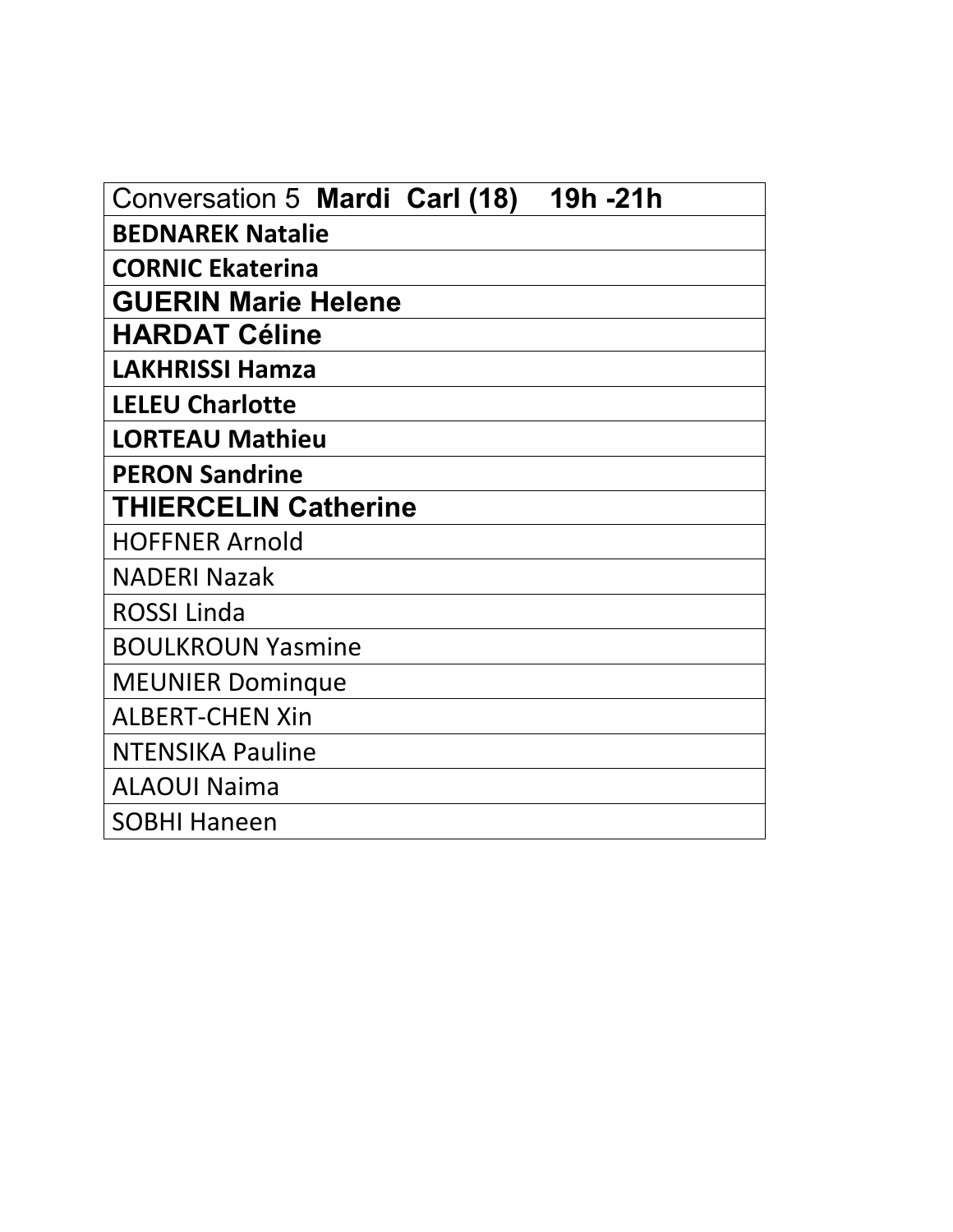| Conversation 5 **Mardi Carl (18) 19h -21h** |
| --- |
| **BEDNAREK Natalie** |
| **CORNIC Ekaterina** |
| **GUERIN Marie Helene** |
| **HARDAT Céline** |
| **LAKHRISSI Hamza** |
| **LELEU Charlotte** |
| **LORTEAU Mathieu** |
| **PERON Sandrine** |
| **THIERCELIN Catherine** |
| HOFFNER Arnold |
| NADERI Nazak |
| ROSSI Linda |
| BOULKROUN Yasmine |
| MEUNIER Dominque |
| ALBERT-CHEN Xin |
| NTENSIKA Pauline |
| ALAOUI Naima |
| SOBHI Haneen |